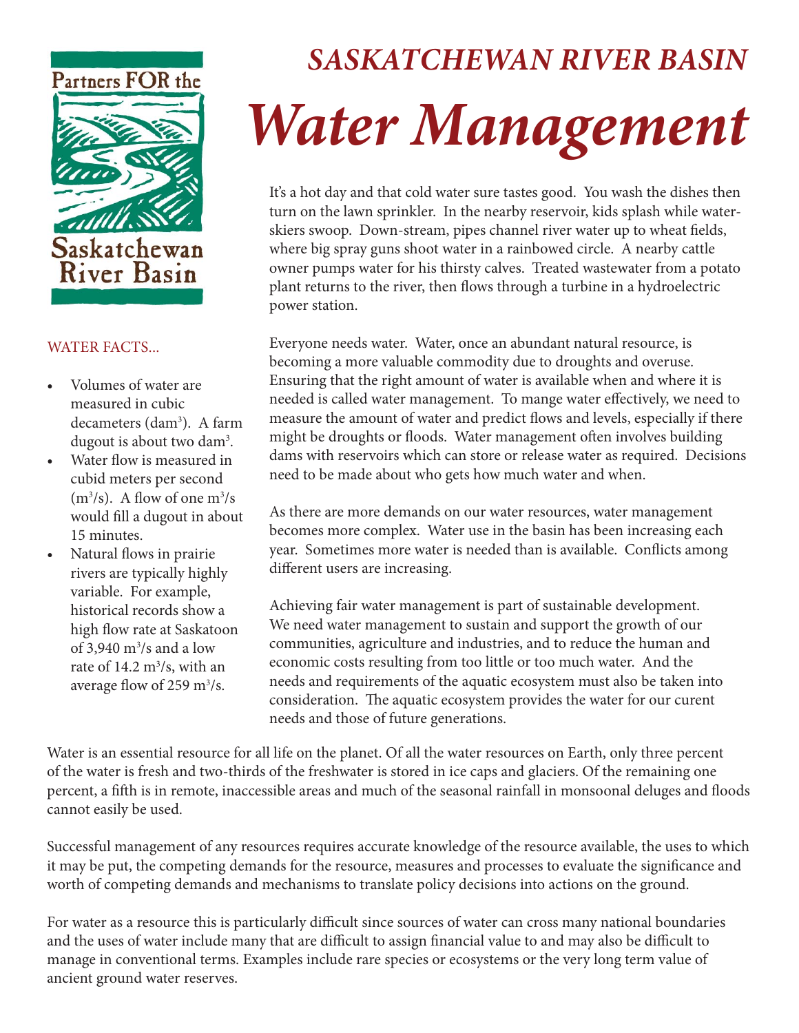# SASKATCHEWAN RIVER BASIN

# *Water Management*

Partners FOR the Saskatchewan River Basin

WATER FACTS...

- Volumes of water are measured in cubic decameters ($dam^3$). A farm dugout is about two $dam^3$.
- Water flow is measured in cubid meters per second ($m^3/s$). A flow of one $m^3/s$ would fill a dugout in about 15 minutes.
- Natural flows in prairie rivers are typically highly variable. For example, historical records show a high flow rate at Saskatoon of 3,940 $m^3/s$ and a low rate of 14.2 $m^3/s$, with an average flow of 259 $m^3/s$.

It's a hot day and that cold water sure tastes good. You wash the dishes then turn on the lawn sprinkler. In the nearby reservoir, kids splash while water-skiers swoop. Down-stream, pipes channel river water up to wheat fields, where big spray guns shoot water in a rainbowed circle. A nearby cattle owner pumps water for his thirsty calves. Treated wastewater from a potato plant returns to the river, then flows through a turbine in a hydroelectric power station.

Everyone needs water. Water, once an abundant natural resource, is becoming a more valuable commodity due to droughts and overuse. Ensuring that the right amount of water is available when and where it is needed is called water management. To mange water effectively, we need to measure the amount of water and predict flows and levels, especially if there might be droughts or floods. Water management often involves building dams with reservoirs which can store or release water as required. Decisions need to be made about who gets how much water and when.

As there are more demands on our water resources, water management becomes more complex. Water use in the basin has been increasing each year. Sometimes more water is needed than is available. Conflicts among different users are increasing.

Achieving fair water management is part of sustainable development. We need water management to sustain and support the growth of our communities, agriculture and industries, and to reduce the human and economic costs resulting from too little or too much water. And the needs and requirements of the aquatic ecosystem must also be taken into consideration. The aquatic ecosystem provides the water for our curent needs and those of future generations.

Water is an essential resource for all life on the planet. Of all the water resources on Earth, only three percent of the water is fresh and two-thirds of the freshwater is stored in ice caps and glaciers. Of the remaining one percent, a fifth is in remote, inaccessible areas and much of the seasonal rainfall in monsoonal deluges and floods cannot easily be used.

Successful management of any resources requires accurate knowledge of the resource available, the uses to which it may be put, the competing demands for the resource, measures and processes to evaluate the significance and worth of competing demands and mechanisms to translate policy decisions into actions on the ground.

For water as a resource this is particularly difficult since sources of water can cross many national boundaries and the uses of water include many that are difficult to assign financial value to and may also be difficult to manage in conventional terms. Examples include rare species or ecosystems or the very long term value of ancient ground water reserves.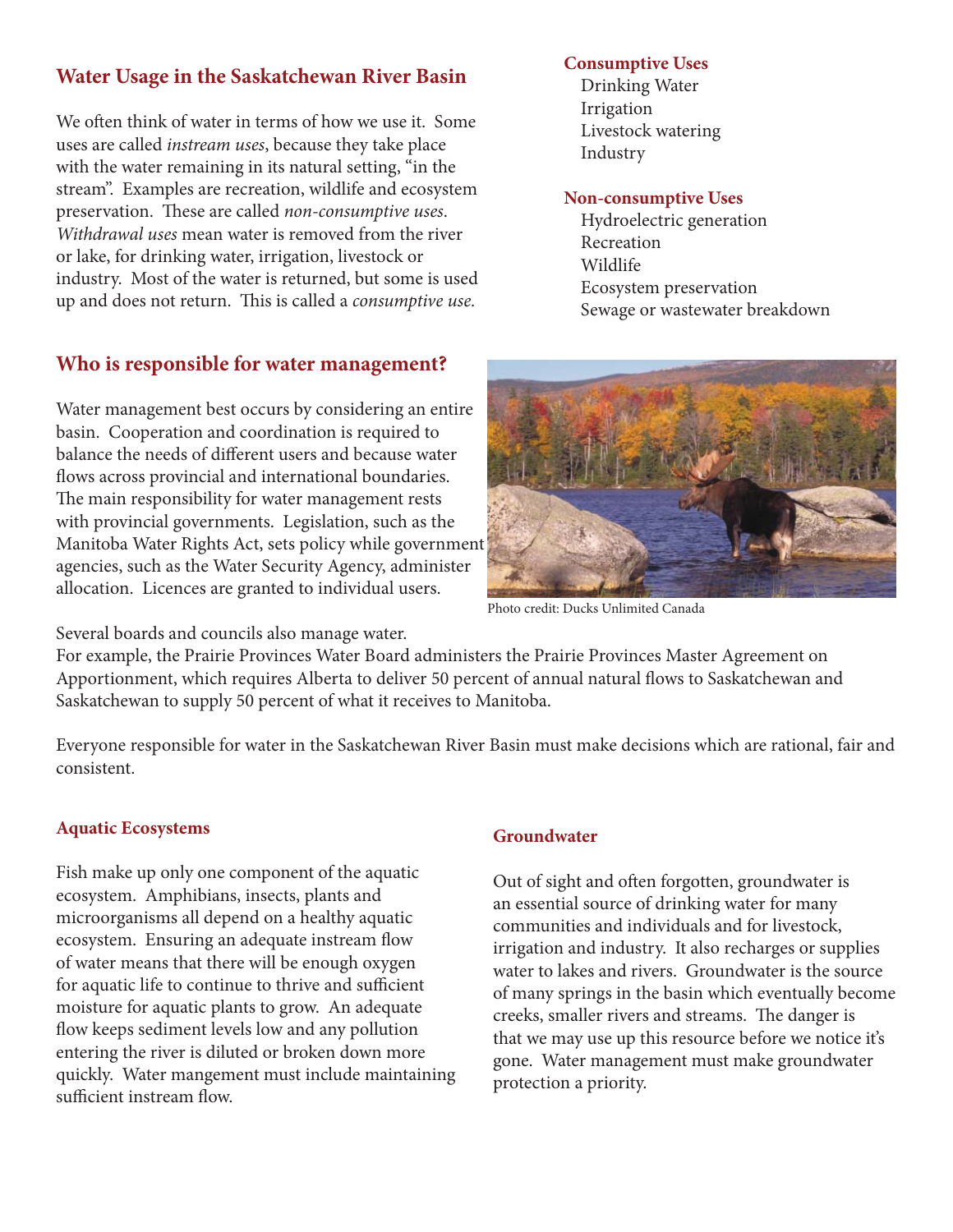## Water Usage in the Saskatchewan River Basin

We often think of water in terms of how we use it. Some uses are called *instream uses*, because they take place with the water remaining in its natural setting, "in the stream". Examples are recreation, wildlife and ecosystem preservation. These are called *non-consumptive uses*. *Withdrawal uses* mean water is removed from the river or lake, for drinking water, irrigation, livestock or industry. Most of the water is returned, but some is used up and does not return. This is called a *consumptive use*.

**Consumptive Uses**

- Drinking Water
- Irrigation
- Livestock watering
- Industry

**Non-consumptive Uses**

- Hydroelectric generation
- Recreation
- Wildlife
- Ecosystem preservation
- Sewage or wastewater breakdown

## Who is responsible for water management?

Water management best occurs by considering an entire basin. Cooperation and coordination is required to balance the needs of different users and because water flows across provincial and international boundaries. The main responsibility for water management rests with provincial governments. Legislation, such as the Manitoba Water Rights Act, sets policy while government agencies, such as the Water Security Agency, administer allocation. Licences are granted to individual users.

Photo credit: Ducks Unlimited Canada

Several boards and councils also manage water. For example, the Prairie Provinces Water Board administers the Prairie Provinces Master Agreement on Apportionment, which requires Alberta to deliver 50 percent of annual natural flows to Saskatchewan and Saskatchewan to supply 50 percent of what it receives to Manitoba.

Everyone responsible for water in the Saskatchewan River Basin must make decisions which are rational, fair and consistent.

### Aquatic Ecosystems

Fish make up only one component of the aquatic ecosystem. Amphibians, insects, plants and microorganisms all depend on a healthy aquatic ecosystem. Ensuring an adequate instream flow of water means that there will be enough oxygen for aquatic life to continue to thrive and sufficient moisture for aquatic plants to grow. An adequate flow keeps sediment levels low and any pollution entering the river is diluted or broken down more quickly. Water mangement must include maintaining sufficient instream flow.

### Groundwater

Out of sight and often forgotten, groundwater is an essential source of drinking water for many communities and individuals and for livestock, irrigation and industry. It also recharges or supplies water to lakes and rivers. Groundwater is the source of many springs in the basin which eventually become creeks, smaller rivers and streams. The danger is that we may use up this resource before we notice it's gone. Water management must make groundwater protection a priority.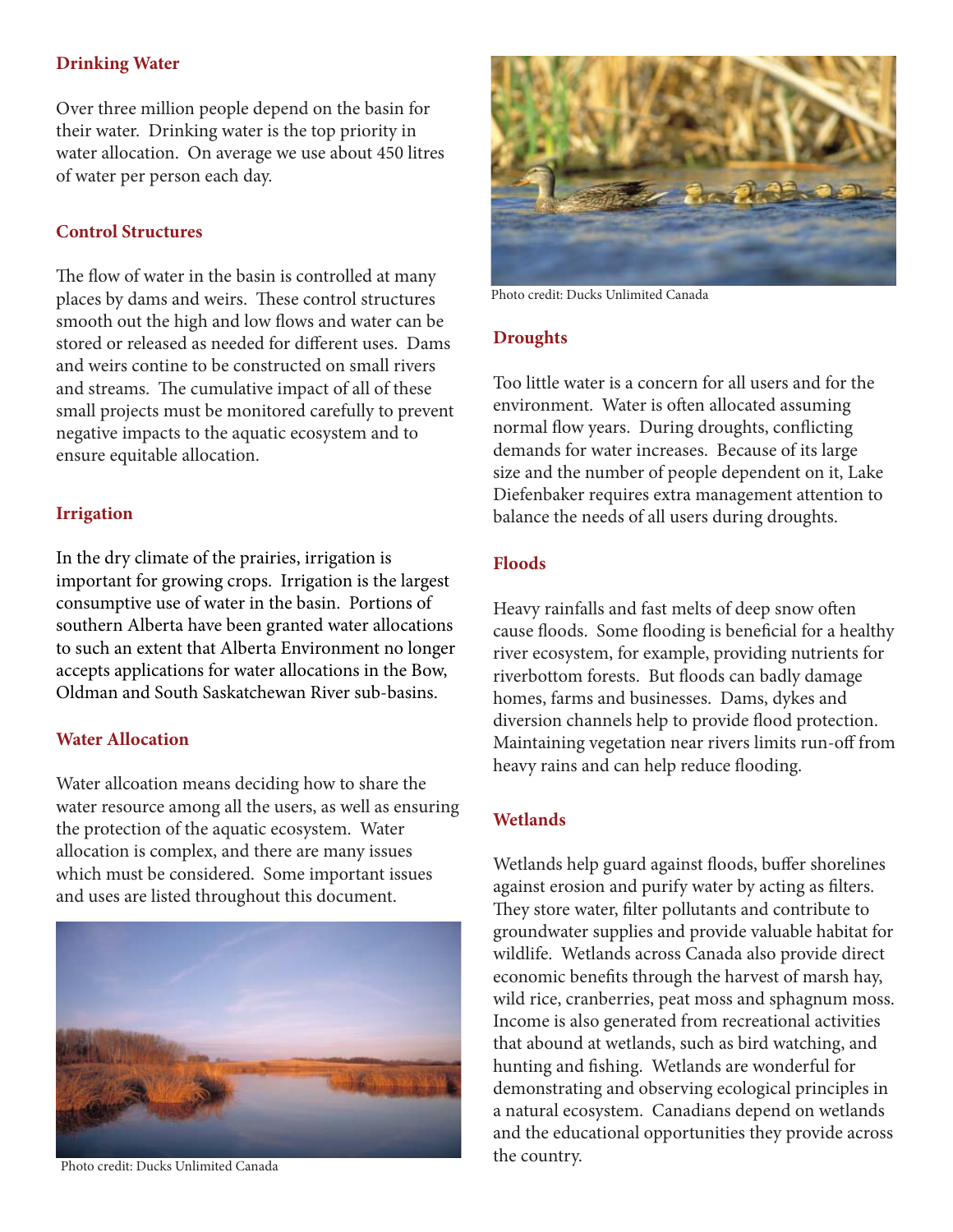### Drinking Water

Over three million people depend on the basin for their water. Drinking water is the top priority in water allocation. On average we use about 450 litres of water per person each day.

### Control Structures

The flow of water in the basin is controlled at many places by dams and weirs. These control structures smooth out the high and low flows and water can be stored or released as needed for different uses. Dams and weirs contine to be constructed on small rivers and streams. The cumulative impact of all of these small projects must be monitored carefully to prevent negative impacts to the aquatic ecosystem and to ensure equitable allocation.

### Irrigation

In the dry climate of the prairies, irrigation is important for growing crops. Irrigation is the largest consumptive use of water in the basin. Portions of southern Alberta have been granted water allocations to such an extent that Alberta Environment no longer accepts applications for water allocations in the Bow, Oldman and South Saskatchewan River sub-basins.

### Water Allocation

Water allcoation means deciding how to share the water resource among all the users, as well as ensuring the protection of the aquatic ecosystem. Water allocation is complex, and there are many issues which must be considered. Some important issues and uses are listed throughout this document.

Photo credit: Ducks Unlimited Canada

Photo credit: Ducks Unlimited Canada

### Droughts

Too little water is a concern for all users and for the environment. Water is often allocated assuming normal flow years. During droughts, conflicting demands for water increases. Because of its large size and the number of people dependent on it, Lake Diefenbaker requires extra management attention to balance the needs of all users during droughts.

### Floods

Heavy rainfalls and fast melts of deep snow often cause floods. Some flooding is beneficial for a healthy river ecosystem, for example, providing nutrients for riverbottom forests. But floods can badly damage homes, farms and businesses. Dams, dykes and diversion channels help to provide flood protection. Maintaining vegetation near rivers limits run-off from heavy rains and can help reduce flooding.

### Wetlands

Wetlands help guard against floods, buffer shorelines against erosion and purify water by acting as filters. They store water, filter pollutants and contribute to groundwater supplies and provide valuable habitat for wildlife. Wetlands across Canada also provide direct economic benefits through the harvest of marsh hay, wild rice, cranberries, peat moss and sphagnum moss. Income is also generated from recreational activities that abound at wetlands, such as bird watching, and hunting and fishing. Wetlands are wonderful for demonstrating and observing ecological principles in a natural ecosystem. Canadians depend on wetlands and the educational opportunities they provide across the country.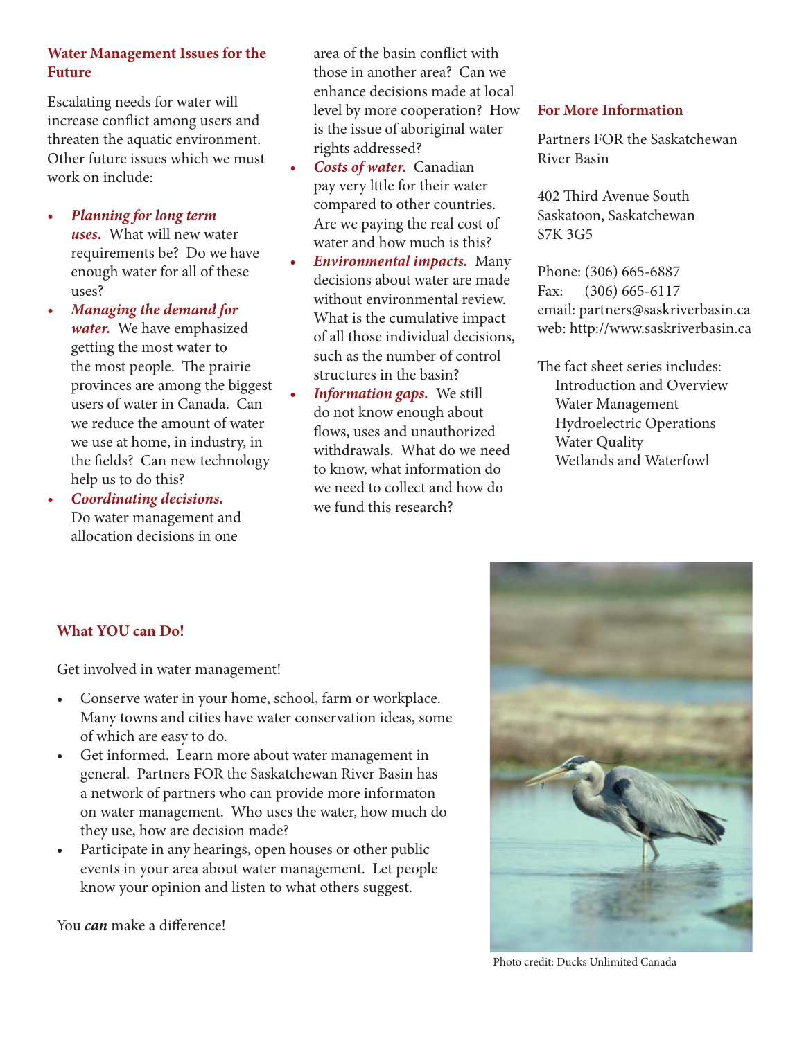## Water Management Issues for the Future

Escalating needs for water will increase conflict among users and threaten the aquatic environment. Other future issues which we must work on include:

- ***Planning for long term uses.*** What will new water requirements be? Do we have enough water for all of these uses?
- ***Managing the demand for water.*** We have emphasized getting the most water to the most people. The prairie provinces are among the biggest users of water in Canada. Can we reduce the amount of water we use at home, in industry, in the fields? Can new technology help us to do this?
- ***Coordinating decisions.*** Do water management and allocation decisions in one area of the basin conflict with those in another area? Can we enhance decisions made at local level by more cooperation? How is the issue of aboriginal water rights addressed?
- ***Costs of water.*** Canadian pay very lttle for their water compared to other countries. Are we paying the real cost of water and how much is this?
- ***Environmental impacts.*** Many decisions about water are made without environmental review. What is the cumulative impact of all those individual decisions, such as the number of control structures in the basin?
- ***Information gaps.*** We still do not know enough about flows, uses and unauthorized withdrawals. What do we need to know, what information do we need to collect and how do we fund this research?

## For More Information

Partners FOR the Saskatchewan River Basin

402 Third Avenue South
Saskatoon, Saskatchewan
S7K 3G5

Phone: (306) 665-6887
Fax: (306) 665-6117
email: partners@saskriverbasin.ca
web: http://www.saskriverbasin.ca

The fact sheet series includes:
- Introduction and Overview
- Water Management
- Hydroelectric Operations
- Water Quality
- Wetlands and Waterfowl

## What YOU can Do!

Get involved in water management!

- Conserve water in your home, school, farm or workplace. Many towns and cities have water conservation ideas, some of which are easy to do.
- Get informed. Learn more about water management in general. Partners FOR the Saskatchewan River Basin has a network of partners who can provide more informaton on water management. Who uses the water, how much do they use, how are decision made?
- Participate in any hearings, open houses or other public events in your area about water management. Let people know your opinion and listen to what others suggest.

You ***can*** make a difference!

Photo credit: Ducks Unlimited Canada